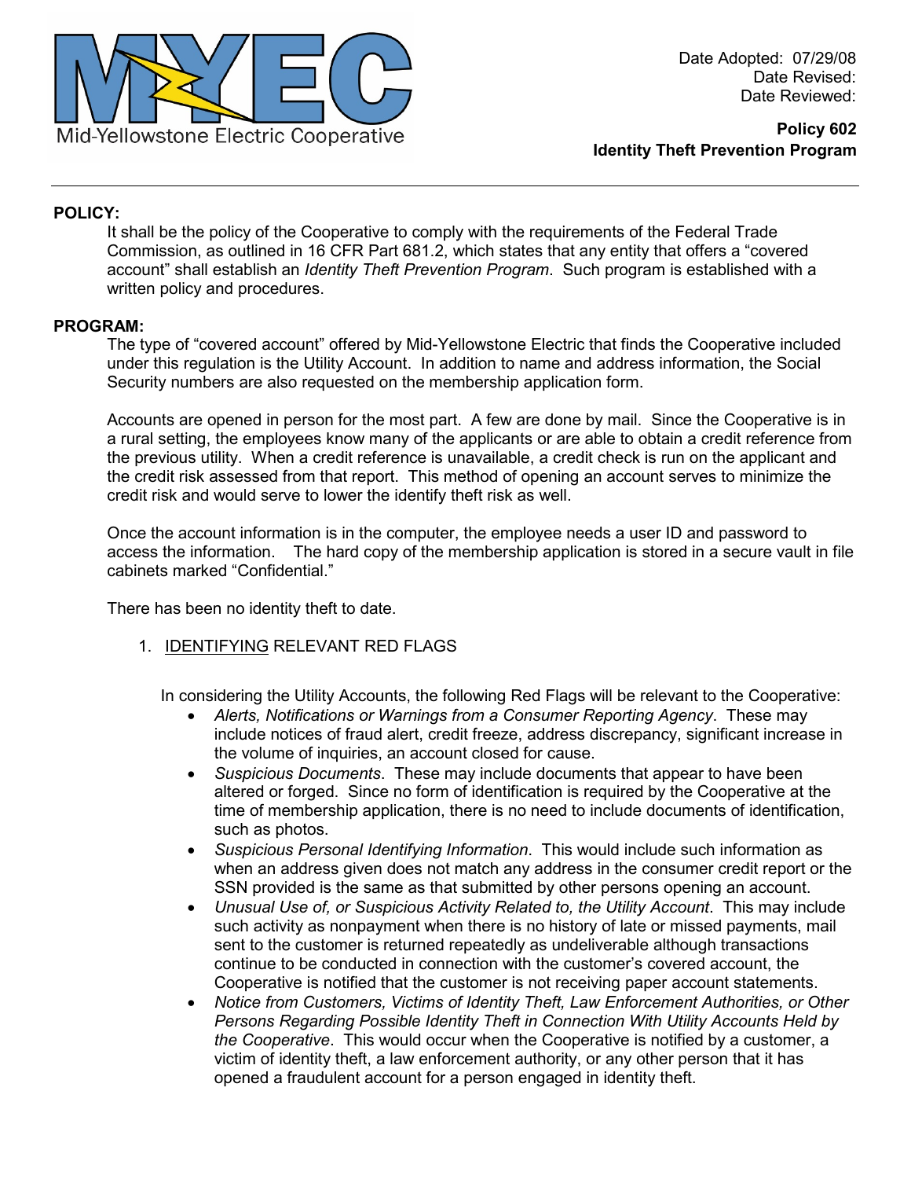Mid-Yellowstone Electric Cooperative

Date Adopted: 07/29/08
Date Revised:
Date Reviewed:

**Policy 602**
**Identity Theft Prevention Program**

---

**POLICY:**

It shall be the policy of the Cooperative to comply with the requirements of the Federal Trade Commission, as outlined in 16 CFR Part 681.2, which states that any entity that offers a "covered account" shall establish an *Identity Theft Prevention Program*. Such program is established with a written policy and procedures.

**PROGRAM:**

The type of "covered account" offered by Mid-Yellowstone Electric that finds the Cooperative included under this regulation is the Utility Account. In addition to name and address information, the Social Security numbers are also requested on the membership application form.

Accounts are opened in person for the most part. A few are done by mail. Since the Cooperative is in a rural setting, the employees know many of the applicants or are able to obtain a credit reference from the previous utility. When a credit reference is unavailable, a credit check is run on the applicant and the credit risk assessed from that report. This method of opening an account serves to minimize the credit risk and would serve to lower the identify theft risk as well.

Once the account information is in the computer, the employee needs a user ID and password to access the information. The hard copy of the membership application is stored in a secure vault in file cabinets marked "Confidential."

There has been no identity theft to date.

1. IDENTIFYING RELEVANT RED FLAGS

   In considering the Utility Accounts, the following Red Flags will be relevant to the Cooperative:

   - *Alerts, Notifications or Warnings from a Consumer Reporting Agency*. These may include notices of fraud alert, credit freeze, address discrepancy, significant increase in the volume of inquiries, an account closed for cause.
   - *Suspicious Documents*. These may include documents that appear to have been altered or forged. Since no form of identification is required by the Cooperative at the time of membership application, there is no need to include documents of identification, such as photos.
   - *Suspicious Personal Identifying Information*. This would include such information as when an address given does not match any address in the consumer credit report or the SSN provided is the same as that submitted by other persons opening an account.
   - *Unusual Use of, or Suspicious Activity Related to, the Utility Account*. This may include such activity as nonpayment when there is no history of late or missed payments, mail sent to the customer is returned repeatedly as undeliverable although transactions continue to be conducted in connection with the customer's covered account, the Cooperative is notified that the customer is not receiving paper account statements.
   - *Notice from Customers, Victims of Identity Theft, Law Enforcement Authorities, or Other Persons Regarding Possible Identity Theft in Connection With Utility Accounts Held by the Cooperative*. This would occur when the Cooperative is notified by a customer, a victim of identity theft, a law enforcement authority, or any other person that it has opened a fraudulent account for a person engaged in identity theft.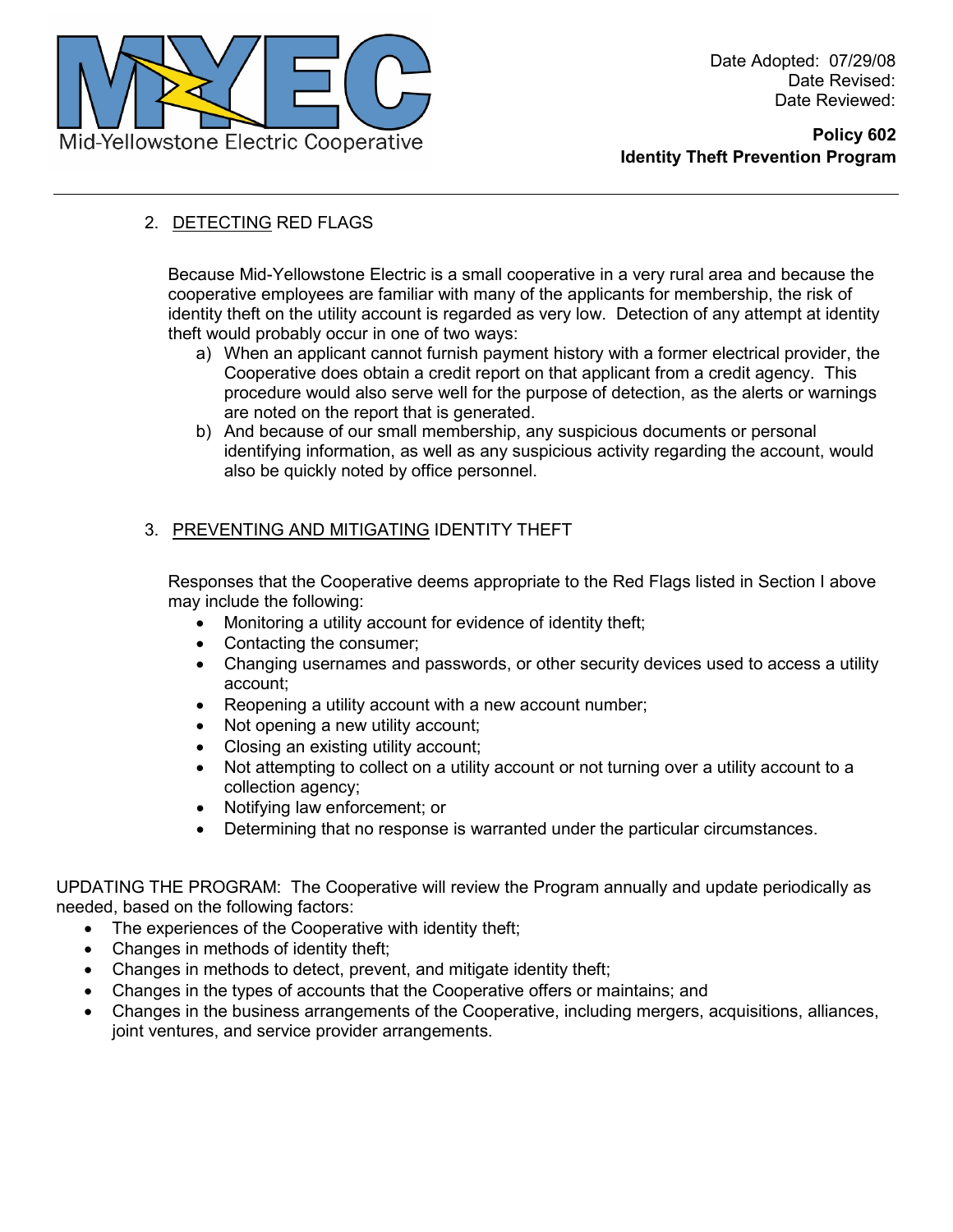2. DETECTING RED FLAGS

Because Mid-Yellowstone Electric is a small cooperative in a very rural area and because the cooperative employees are familiar with many of the applicants for membership, the risk of identity theft on the utility account is regarded as very low. Detection of any attempt at identity theft would probably occur in one of two ways:

a) When an applicant cannot furnish payment history with a former electrical provider, the Cooperative does obtain a credit report on that applicant from a credit agency. This procedure would also serve well for the purpose of detection, as the alerts or warnings are noted on the report that is generated.
b) And because of our small membership, any suspicious documents or personal identifying information, as well as any suspicious activity regarding the account, would also be quickly noted by office personnel.

3. PREVENTING AND MITIGATING IDENTITY THEFT

Responses that the Cooperative deems appropriate to the Red Flags listed in Section I above may include the following:

- Monitoring a utility account for evidence of identity theft;
- Contacting the consumer;
- Changing usernames and passwords, or other security devices used to access a utility account;
- Reopening a utility account with a new account number;
- Not opening a new utility account;
- Closing an existing utility account;
- Not attempting to collect on a utility account or not turning over a utility account to a collection agency;
- Notifying law enforcement; or
- Determining that no response is warranted under the particular circumstances.

UPDATING THE PROGRAM: The Cooperative will review the Program annually and update periodically as needed, based on the following factors:

- The experiences of the Cooperative with identity theft;
- Changes in methods of identity theft;
- Changes in methods to detect, prevent, and mitigate identity theft;
- Changes in the types of accounts that the Cooperative offers or maintains; and
- Changes in the business arrangements of the Cooperative, including mergers, acquisitions, alliances, joint ventures, and service provider arrangements.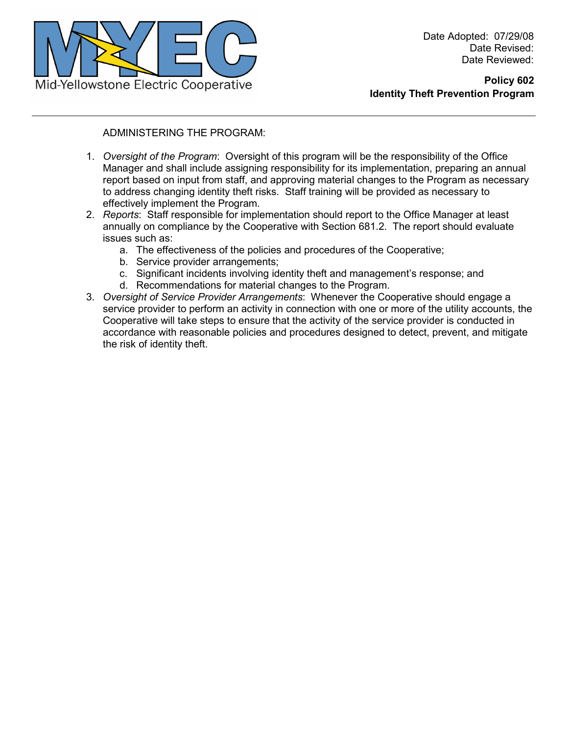ADMINISTERING THE PROGRAM:

1. *Oversight of the Program*: Oversight of this program will be the responsibility of the Office Manager and shall include assigning responsibility for its implementation, preparing an annual report based on input from staff, and approving material changes to the Program as necessary to address changing identity theft risks. Staff training will be provided as necessary to effectively implement the Program.
2. *Reports*: Staff responsible for implementation should report to the Office Manager at least annually on compliance by the Cooperative with Section 681.2. The report should evaluate issues such as:
   a. The effectiveness of the policies and procedures of the Cooperative;
   b. Service provider arrangements;
   c. Significant incidents involving identity theft and management's response; and
   d. Recommendations for material changes to the Program.
3. *Oversight of Service Provider Arrangements*: Whenever the Cooperative should engage a service provider to perform an activity in connection with one or more of the utility accounts, the Cooperative will take steps to ensure that the activity of the service provider is conducted in accordance with reasonable policies and procedures designed to detect, prevent, and mitigate the risk of identity theft.